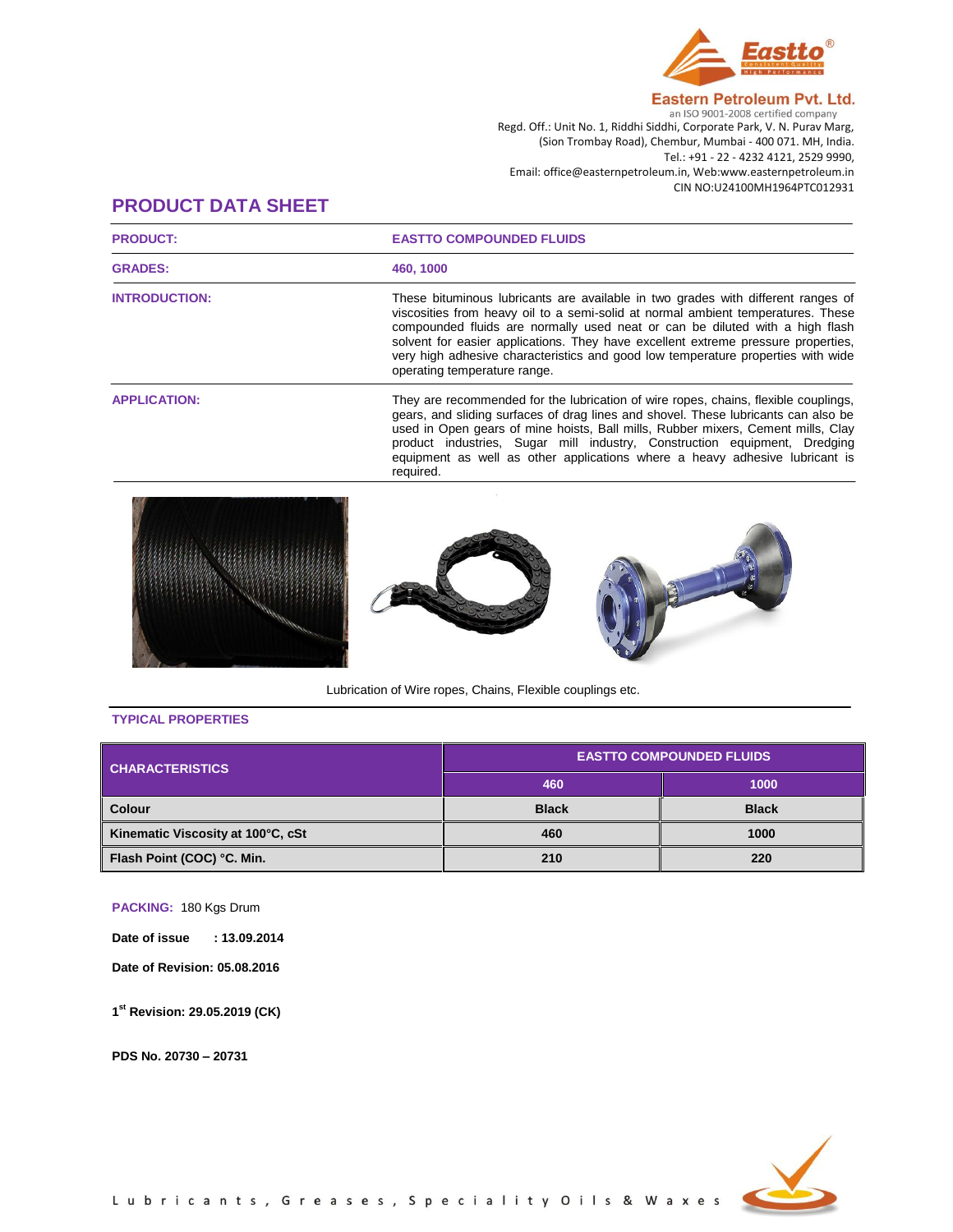Eastto®

**Eastern Petroleum Pvt. Ltd.**
an ISO 9001-2008 certified company
Regd. Off.: Unit No. 1, Riddhi Siddhi, Corporate Park, V. N. Purav Marg,
(Sion Trombay Road), Chembur, Mumbai - 400 071. MH, India.
Tel.: +91 - 22 - 4232 4121, 2529 9990,
Email: office@easternpetroleum.in, Web:www.easternpetroleum.in
CIN NO:U24100MH1964PTC012931

# PRODUCT DATA SHEET

| | |
|---|---|
| **PRODUCT:** | **EASTTO COMPOUNDED FLUIDS** |
| **GRADES:** | **460, 1000** |
| **INTRODUCTION:** | These bituminous lubricants are available in two grades with different ranges of viscosities from heavy oil to a semi-solid at normal ambient temperatures. These compounded fluids are normally used neat or can be diluted with a high flash solvent for easier applications. They have excellent extreme pressure properties, very high adhesive characteristics and good low temperature properties with wide operating temperature range. |
| **APPLICATION:** | They are recommended for the lubrication of wire ropes, chains, flexible couplings, gears, and sliding surfaces of drag lines and shovel. These lubricants can also be used in Open gears of mine hoists, Ball mills, Rubber mixers, Cement mills, Clay product industries, Sugar mill industry, Construction equipment, Dredging equipment as well as other applications where a heavy adhesive lubricant is required. |

Lubrication of Wire ropes, Chains, Flexible couplings etc.

## TYPICAL PROPERTIES

| CHARACTERISTICS | EASTTO COMPOUNDED FLUIDS | |
|---|---|---|
| | 460 | 1000 |
| Colour | Black | Black |
| Kinematic Viscosity at 100°C, cSt | 460 | 1000 |
| Flash Point (COC) °C. Min. | 210 | 220 |

**PACKING:** 180 Kgs Drum

**Date of issue : 13.09.2014**

**Date of Revision: 05.08.2016**

**1st Revision: 29.05.2019 (CK)**

**PDS No. 20730 – 20731**

Lubricants, Greases, Speciality Oils & Waxes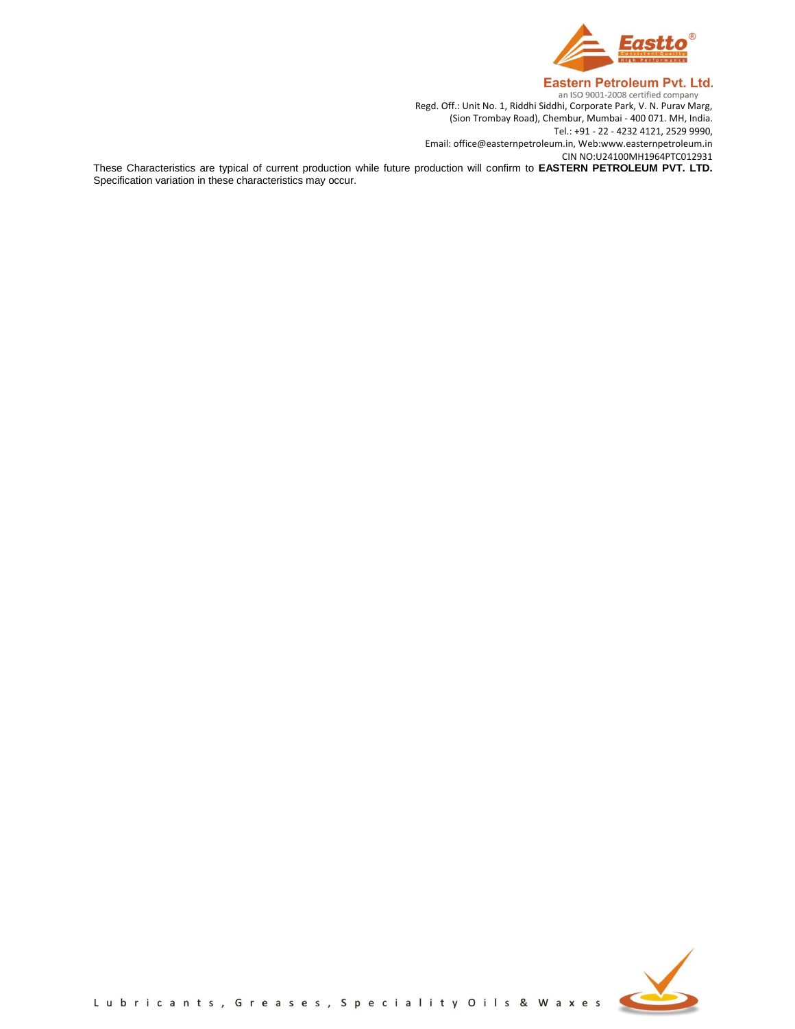These Characteristics are typical of current production while future production will confirm to **EASTERN PETROLEUM PVT. LTD.** Specification variation in these characteristics may occur.